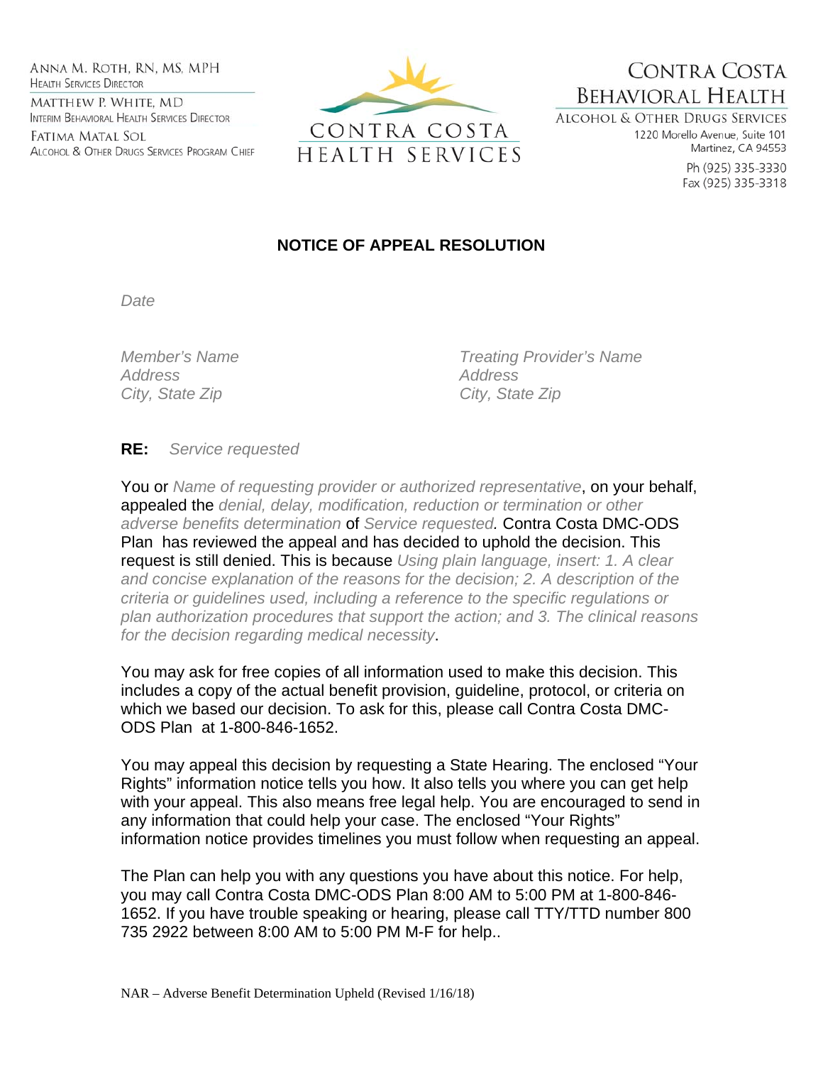ANNA M. ROTH, RN, MS, MPH
HEALTH SERVICES DIRECTOR

MATTHEW P. WHITE, MD
INTERIM BEHAVIORAL HEALTH SERVICES DIRECTOR

FATIMA MATAL SOL
ALCOHOL & OTHER DRUGS SERVICES PROGRAM CHIEF

CONTRA COSTA HEALTH SERVICES

CONTRA COSTA BEHAVIORAL HEALTH
ALCOHOL & OTHER DRUGS SERVICES
1220 Morello Avenue, Suite 101
Martinez, CA 94553
Ph (925) 335-3330
Fax (925) 335-3318

# NOTICE OF APPEAL RESOLUTION

*Date*

*Member's Name*
*Address*
*City, State Zip*

*Treating Provider's Name*
*Address*
*City, State Zip*

**RE:** *Service requested*

You or *Name of requesting provider or authorized representative*, on your behalf, appealed the *denial, delay, modification, reduction or termination or other adverse benefits determination* of *Service requested.* Contra Costa DMC-ODS Plan has reviewed the appeal and has decided to uphold the decision. This request is still denied. This is because *Using plain language, insert: 1. A clear and concise explanation of the reasons for the decision; 2. A description of the criteria or guidelines used, including a reference to the specific regulations or plan authorization procedures that support the action; and 3. The clinical reasons for the decision regarding medical necessity*.

You may ask for free copies of all information used to make this decision. This includes a copy of the actual benefit provision, guideline, protocol, or criteria on which we based our decision. To ask for this, please call Contra Costa DMC-ODS Plan at 1-800-846-1652.

You may appeal this decision by requesting a State Hearing. The enclosed "Your Rights" information notice tells you how. It also tells you where you can get help with your appeal. This also means free legal help. You are encouraged to send in any information that could help your case. The enclosed "Your Rights" information notice provides timelines you must follow when requesting an appeal.

The Plan can help you with any questions you have about this notice. For help, you may call Contra Costa DMC-ODS Plan 8:00 AM to 5:00 PM at 1-800-846-1652. If you have trouble speaking or hearing, please call TTY/TTD number 800 735 2922 between 8:00 AM to 5:00 PM M-F for help..

NAR – Adverse Benefit Determination Upheld (Revised 1/16/18)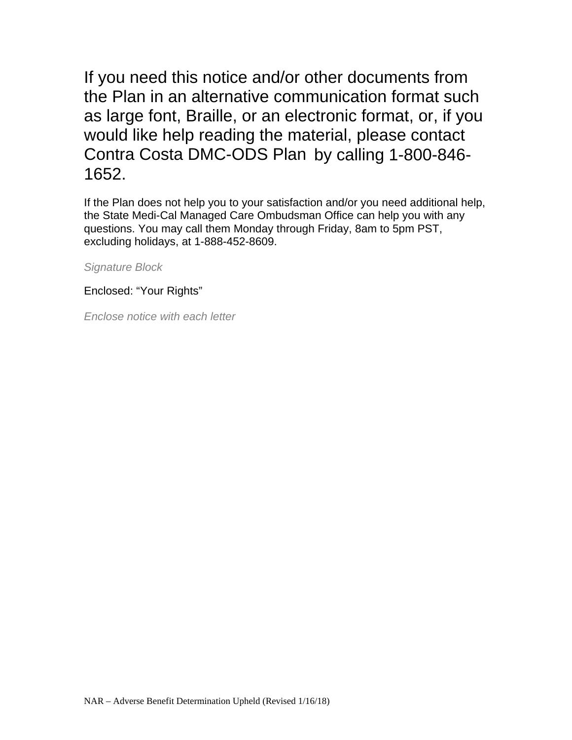If you need this notice and/or other documents from the Plan in an alternative communication format such as large font, Braille, or an electronic format, or, if you would like help reading the material, please contact Contra Costa DMC-ODS Plan by calling 1-800-846-1652.

If the Plan does not help you to your satisfaction and/or you need additional help, the State Medi-Cal Managed Care Ombudsman Office can help you with any questions. You may call them Monday through Friday, 8am to 5pm PST, excluding holidays, at 1-888-452-8609.

*Signature Block*

Enclosed: "Your Rights"

*Enclose notice with each letter*